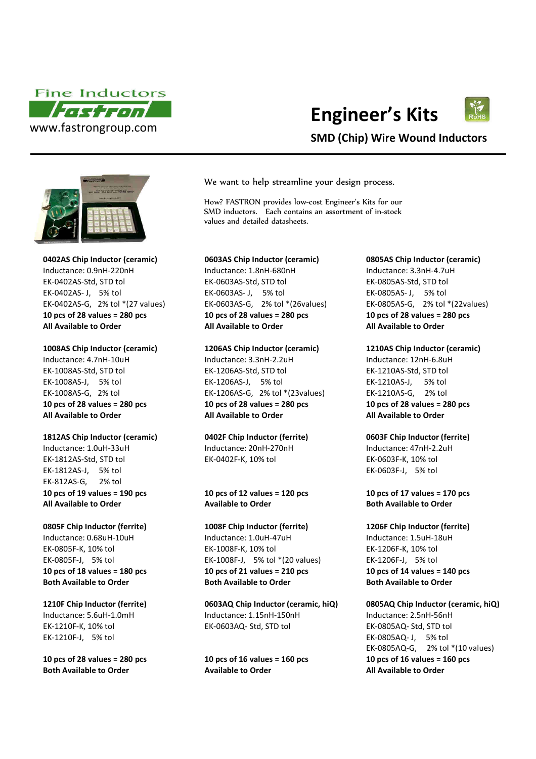Fine Inductors

Fastron

www.fastrongroup.com

# Engineer's Kits

## SMD (Chip) Wire Wound Inductors

We want to help streamline your design process.

How? FASTRON provides low-cost Engineer's Kits for our SMD inductors. Each contains an assortment of in-stock values and detailed datasheets.

**0402AS Chip Inductor (ceramic)**
Inductance: 0.9nH-220nH
EK-0402AS-Std, STD tol
EK-0402AS- J, 5% tol
EK-0402AS-G, 2% tol *(27 values)
**10 pcs of 28 values = 280 pcs**
**All Available to Order**

**0603AS Chip Inductor (ceramic)**
Inductance: 1.8nH-680nH
EK-0603AS-Std, STD tol
EK-0603AS- J, 5% tol
EK-0603AS-G, 2% tol *(26values)
**10 pcs of 28 values = 280 pcs**
**All Available to Order**

**0805AS Chip Inductor (ceramic)**
Inductance: 3.3nH-4.7uH
EK-0805AS-Std, STD tol
EK-0805AS- J, 5% tol
EK-0805AS-G, 2% tol *(22values)
**10 pcs of 28 values = 280 pcs**
**All Available to Order**

**1008AS Chip Inductor (ceramic)**
Inductance: 4.7nH-10uH
EK-1008AS-Std, STD tol
EK-1008AS-J, 5% tol
EK-1008AS-G, 2% tol
**10 pcs of 28 values = 280 pcs**
**All Available to Order**

**1206AS Chip Inductor (ceramic)**
Inductance: 3.3nH-2.2uH
EK-1206AS-Std, STD tol
EK-1206AS-J, 5% tol
EK-1206AS-G, 2% tol *(23values)
**10 pcs of 28 values = 280 pcs**
**All Available to Order**

**1210AS Chip Inductor (ceramic)**
Inductance: 12nH-6.8uH
EK-1210AS-Std, STD tol
EK-1210AS-J, 5% tol
EK-1210AS-G, 2% tol
**10 pcs of 28 values = 280 pcs**
**All Available to Order**

**1812AS Chip Inductor (ceramic)**
Inductance: 1.0uH-33uH
EK-1812AS-Std, STD tol
EK-1812AS-J, 5% tol
EK-812AS-G, 2% tol
**10 pcs of 19 values = 190 pcs**
**All Available to Order**

**0402F Chip Inductor (ferrite)**
Inductance: 20nH-270nH
EK-0402F-K, 10% tol
**10 pcs of 12 values = 120 pcs**
**Available to Order**

**0603F Chip Inductor (ferrite)**
Inductance: 47nH-2.2uH
EK-0603F-K, 10% tol
EK-0603F-J, 5% tol
**10 pcs of 17 values = 170 pcs**
**Both Available to Order**

**0805F Chip Inductor (ferrite)**
Inductance: 0.68uH-10uH
EK-0805F-K, 10% tol
EK-0805F-J, 5% tol
**10 pcs of 18 values = 180 pcs**
**Both Available to Order**

**1008F Chip Inductor (ferrite)**
Inductance: 1.0uH-47uH
EK-1008F-K, 10% tol
EK-1008F-J, 5% tol *(20 values)
**10 pcs of 21 values = 210 pcs**
**Both Available to Order**

**1206F Chip Inductor (ferrite)**
Inductance: 1.5uH-18uH
EK-1206F-K, 10% tol
EK-1206F-J, 5% tol
**10 pcs of 14 values = 140 pcs**
**Both Available to Order**

**1210F Chip Inductor (ferrite)**
Inductance: 5.6uH-1.0mH
EK-1210F-K, 10% tol
EK-1210F-J, 5% tol
**10 pcs of 28 values = 280 pcs**
**Both Available to Order**

**0603AQ Chip Inductor (ceramic, hiQ)**
Inductance: 1.15nH-150nH
EK-0603AQ- Std, STD tol
**10 pcs of 16 values = 160 pcs**
**Available to Order**

**0805AQ Chip Inductor (ceramic, hiQ)**
Inductance: 2.5nH-56nH
EK-0805AQ- Std, STD tol
EK-0805AQ- J, 5% tol
EK-0805AQ-G, 2% tol *(10 values)
**10 pcs of 16 values = 160 pcs**
**All Available to Order**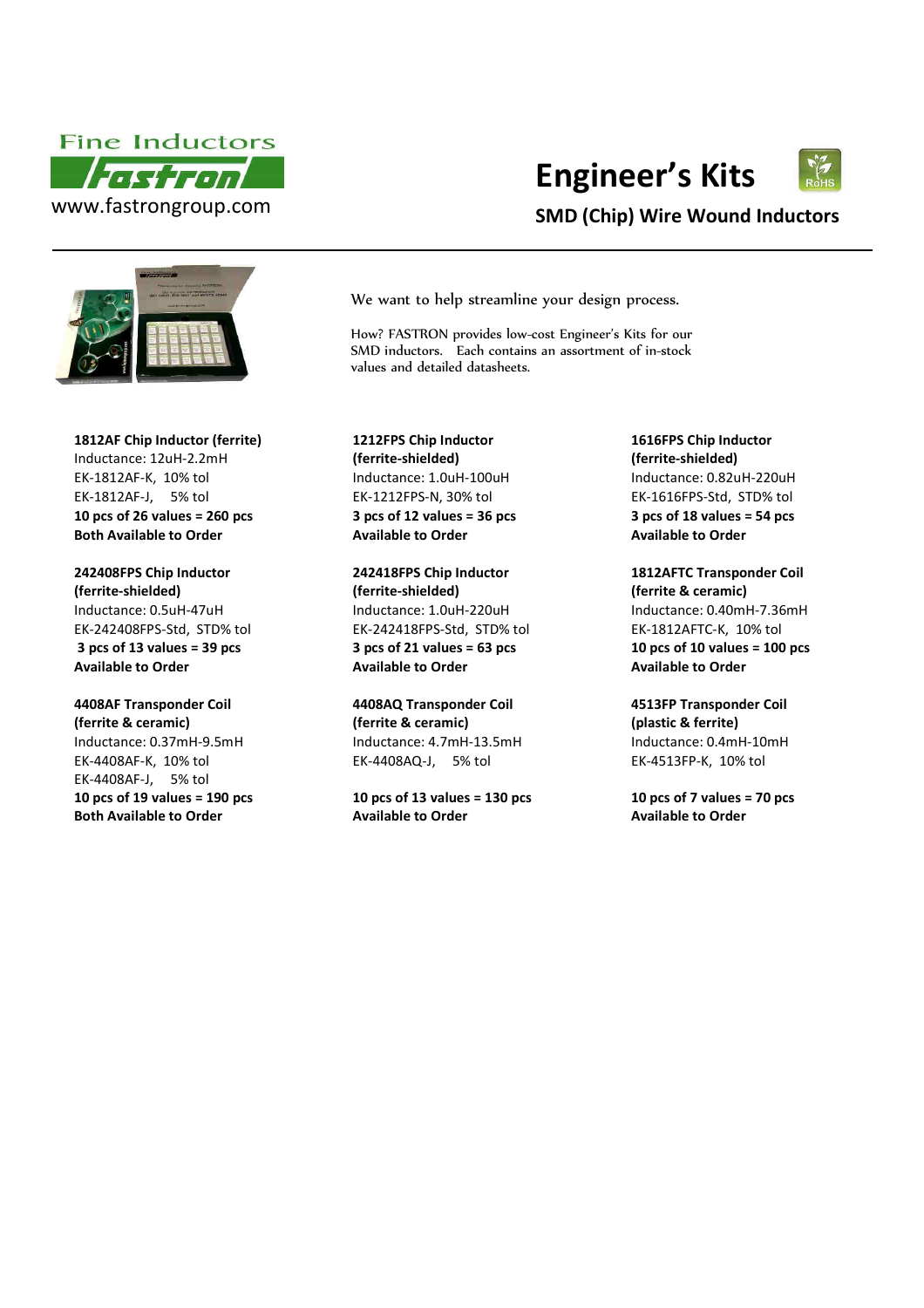Fine Inductors

Fastron

www.fastrongroup.com

# Engineer's Kits

## SMD (Chip) Wire Wound Inductors

We want to help streamline your design process.

How? FASTRON provides low-cost Engineer's Kits for our SMD inductors. Each contains an assortment of in-stock values and detailed datasheets.

**1812AF Chip Inductor (ferrite)**
Inductance: 12uH-2.2mH
EK-1812AF-K, 10% tol
EK-1812AF-J, 5% tol
**10 pcs of 26 values = 260 pcs**
**Both Available to Order**

**1212FPS Chip Inductor (ferrite-shielded)**
Inductance: 1.0uH-100uH
EK-1212FPS-N, 30% tol
**3 pcs of 12 values = 36 pcs**
**Available to Order**

**1616FPS Chip Inductor (ferrite-shielded)**
Inductance: 0.82uH-220uH
EK-1616FPS-Std, STD% tol
**3 pcs of 18 values = 54 pcs**
**Available to Order**

**242408FPS Chip Inductor (ferrite-shielded)**
Inductance: 0.5uH-47uH
EK-242408FPS-Std, STD% tol
**3 pcs of 13 values = 39 pcs**
**Available to Order**

**242418FPS Chip Inductor (ferrite-shielded)**
Inductance: 1.0uH-220uH
EK-242418FPS-Std, STD% tol
**3 pcs of 21 values = 63 pcs**
**Available to Order**

**1812AFTC Transponder Coil (ferrite & ceramic)**
Inductance: 0.40mH-7.36mH
EK-1812AFTC-K, 10% tol
**10 pcs of 10 values = 100 pcs**
**Available to Order**

**4408AF Transponder Coil (ferrite & ceramic)**
Inductance: 0.37mH-9.5mH
EK-4408AF-K, 10% tol
EK-4408AF-J, 5% tol
**10 pcs of 19 values = 190 pcs**
**Both Available to Order**

**4408AQ Transponder Coil (ferrite & ceramic)**
Inductance: 4.7mH-13.5mH
EK-4408AQ-J, 5% tol
**10 pcs of 13 values = 130 pcs**
**Available to Order**

**4513FP Transponder Coil (plastic & ferrite)**
Inductance: 0.4mH-10mH
EK-4513FP-K, 10% tol
**10 pcs of 7 values = 70 pcs**
**Available to Order**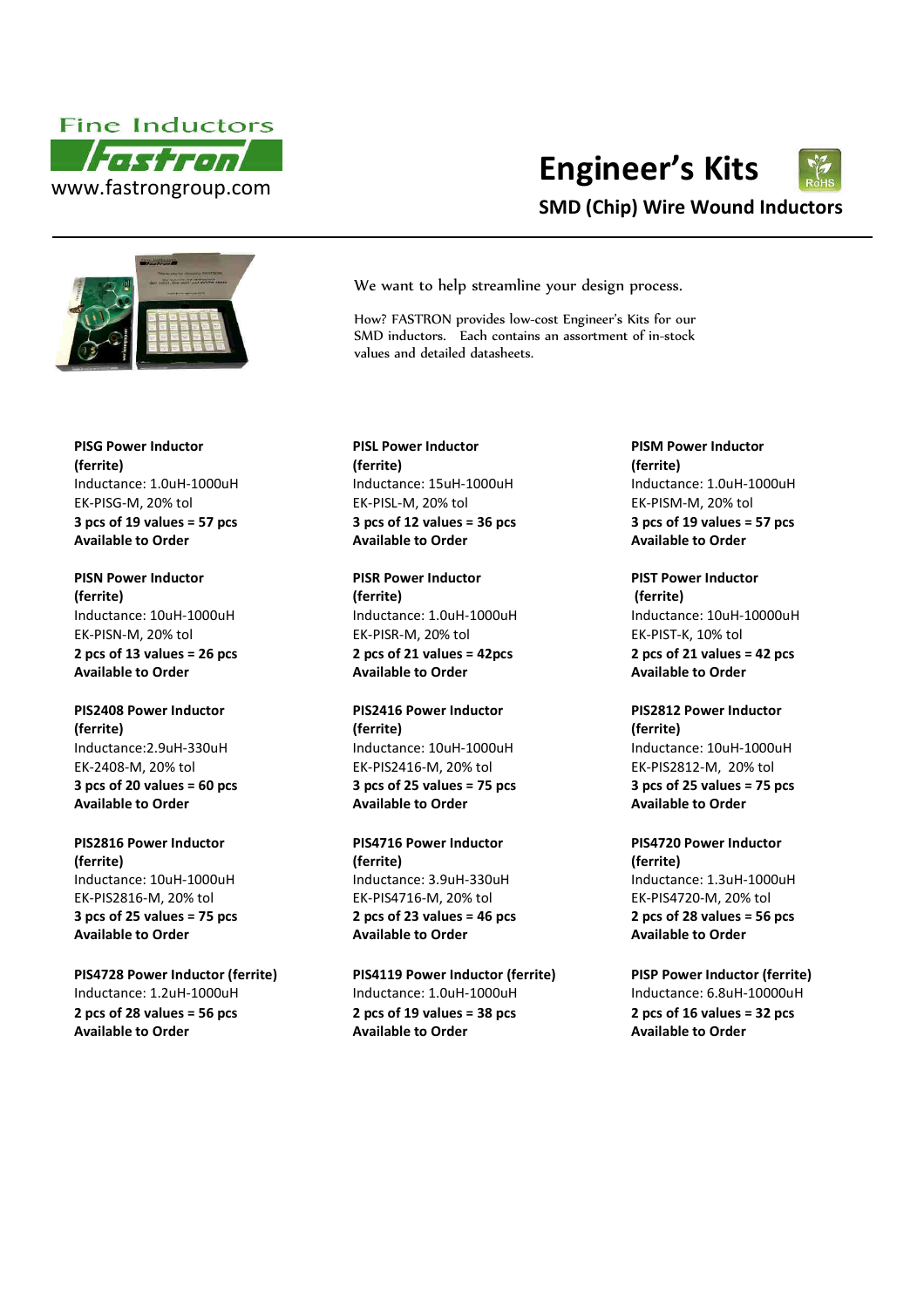Fine Inductors

Fastron

www.fastrongroup.com

# Engineer’s Kits

## SMD (Chip) Wire Wound Inductors

We want to help streamline your design process.

How? FASTRON provides low-cost Engineer’s Kits for our SMD inductors. Each contains an assortment of in-stock values and detailed datasheets.

**PISG Power Inductor (ferrite)**
Inductance: 1.0uH-1000uH
EK-PISG-M, 20% tol
**3 pcs of 19 values = 57 pcs**
**Available to Order**

**PISL Power Inductor (ferrite)**
Inductance: 15uH-1000uH
EK-PISL-M, 20% tol
**3 pcs of 12 values = 36 pcs**
**Available to Order**

**PISM Power Inductor (ferrite)**
Inductance: 1.0uH-1000uH
EK-PISM-M, 20% tol
**3 pcs of 19 values = 57 pcs**
**Available to Order**

**PISN Power Inductor (ferrite)**
Inductance: 10uH-1000uH
EK-PISN-M, 20% tol
**2 pcs of 13 values = 26 pcs**
**Available to Order**

**PISR Power Inductor (ferrite)**
Inductance: 1.0uH-1000uH
EK-PISR-M, 20% tol
**2 pcs of 21 values = 42pcs**
**Available to Order**

**PIST Power Inductor (ferrite)**
Inductance: 10uH-10000uH
EK-PIST-K, 10% tol
**2 pcs of 21 values = 42 pcs**
**Available to Order**

**PIS2408 Power Inductor (ferrite)**
Inductance:2.9uH-330uH
EK-2408-M, 20% tol
**3 pcs of 20 values = 60 pcs**
**Available to Order**

**PIS2416 Power Inductor (ferrite)**
Inductance: 10uH-1000uH
EK-PIS2416-M, 20% tol
**3 pcs of 25 values = 75 pcs**
**Available to Order**

**PIS2812 Power Inductor (ferrite)**
Inductance: 10uH-1000uH
EK-PIS2812-M, 20% tol
**3 pcs of 25 values = 75 pcs**
**Available to Order**

**PIS2816 Power Inductor (ferrite)**
Inductance: 10uH-1000uH
EK-PIS2816-M, 20% tol
**3 pcs of 25 values = 75 pcs**
**Available to Order**

**PIS4716 Power Inductor (ferrite)**
Inductance: 3.9uH-330uH
EK-PIS4716-M, 20% tol
**2 pcs of 23 values = 46 pcs**
**Available to Order**

**PIS4720 Power Inductor (ferrite)**
Inductance: 1.3uH-1000uH
EK-PIS4720-M, 20% tol
**2 pcs of 28 values = 56 pcs**
**Available to Order**

**PIS4728 Power Inductor (ferrite)**
Inductance: 1.2uH-1000uH
**2 pcs of 28 values = 56 pcs**
**Available to Order**

**PIS4119 Power Inductor (ferrite)**
Inductance: 1.0uH-1000uH
**2 pcs of 19 values = 38 pcs**
**Available to Order**

**PISP Power Inductor (ferrite)**
Inductance: 6.8uH-10000uH
**2 pcs of 16 values = 32 pcs**
**Available to Order**